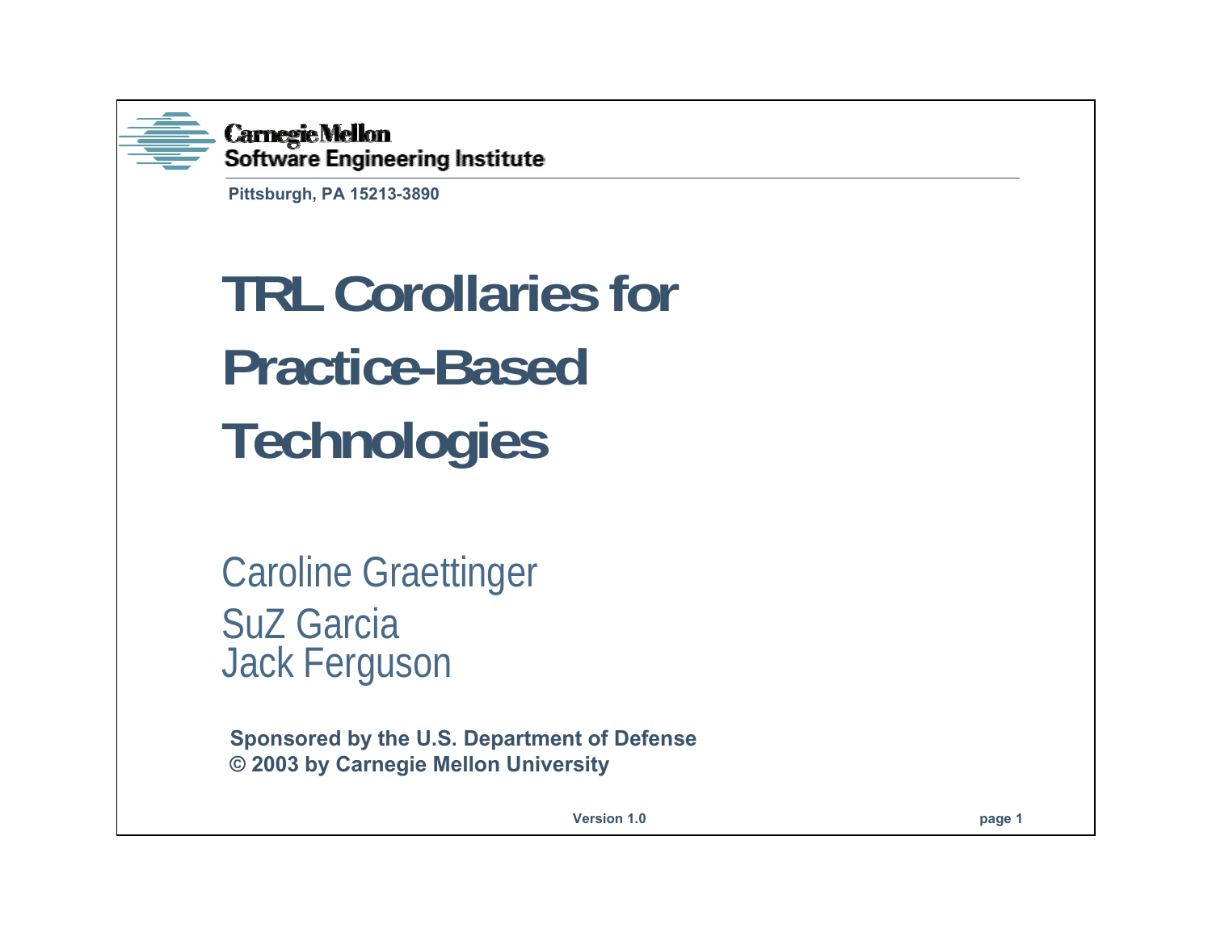Carnegie Mellon
Software Engineering Institute

Pittsburgh, PA 15213-3890

# TRL Corollaries for Practice-Based Technologies

Caroline Graettinger
SuZ Garcia
Jack Ferguson

**Sponsored by the U.S. Department of Defense**
**© 2003 by Carnegie Mellon University**

**Version 1.0**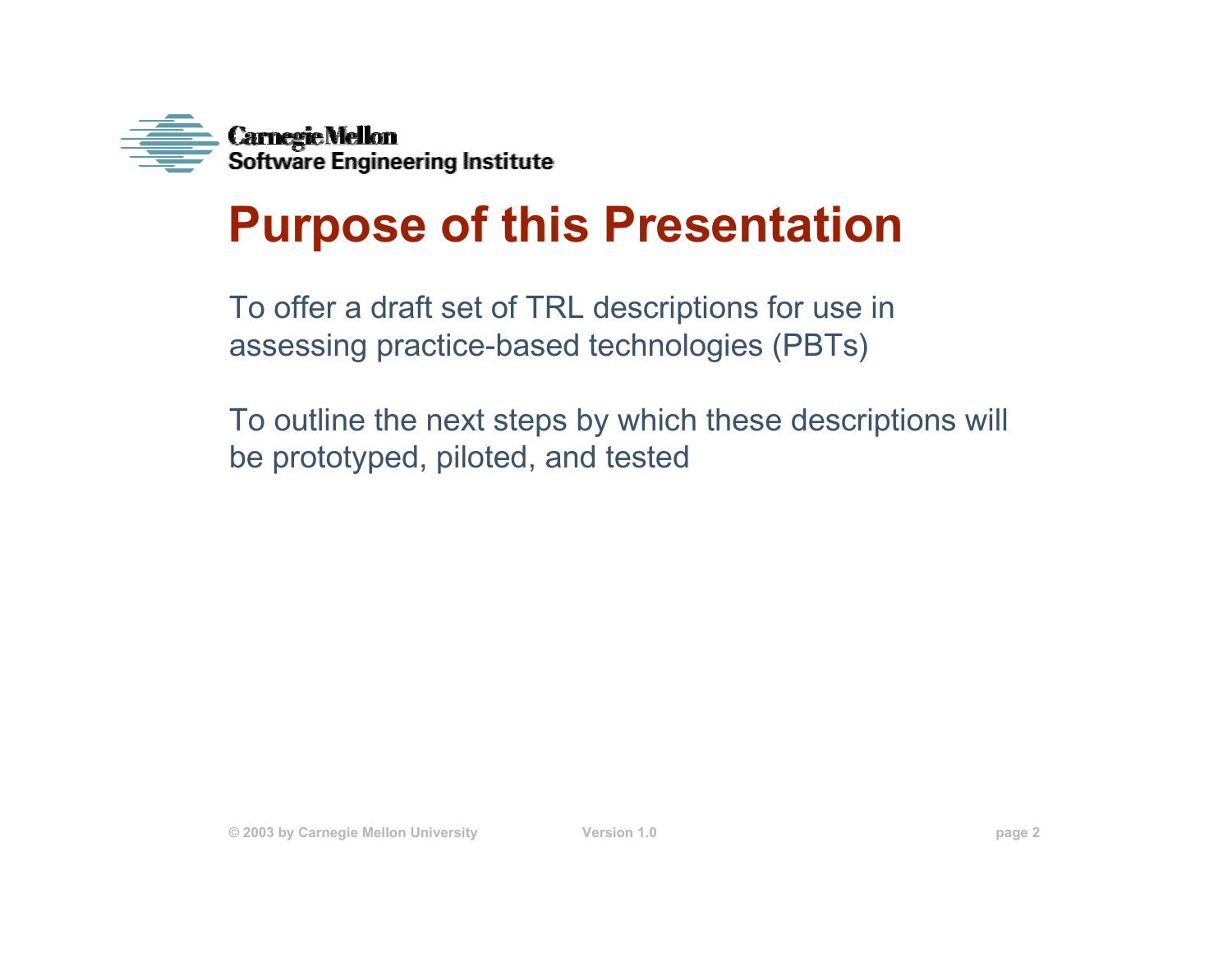# Purpose of this Presentation

To offer a draft set of TRL descriptions for use in assessing practice-based technologies (PBTs)

To outline the next steps by which these descriptions will be prototyped, piloted, and tested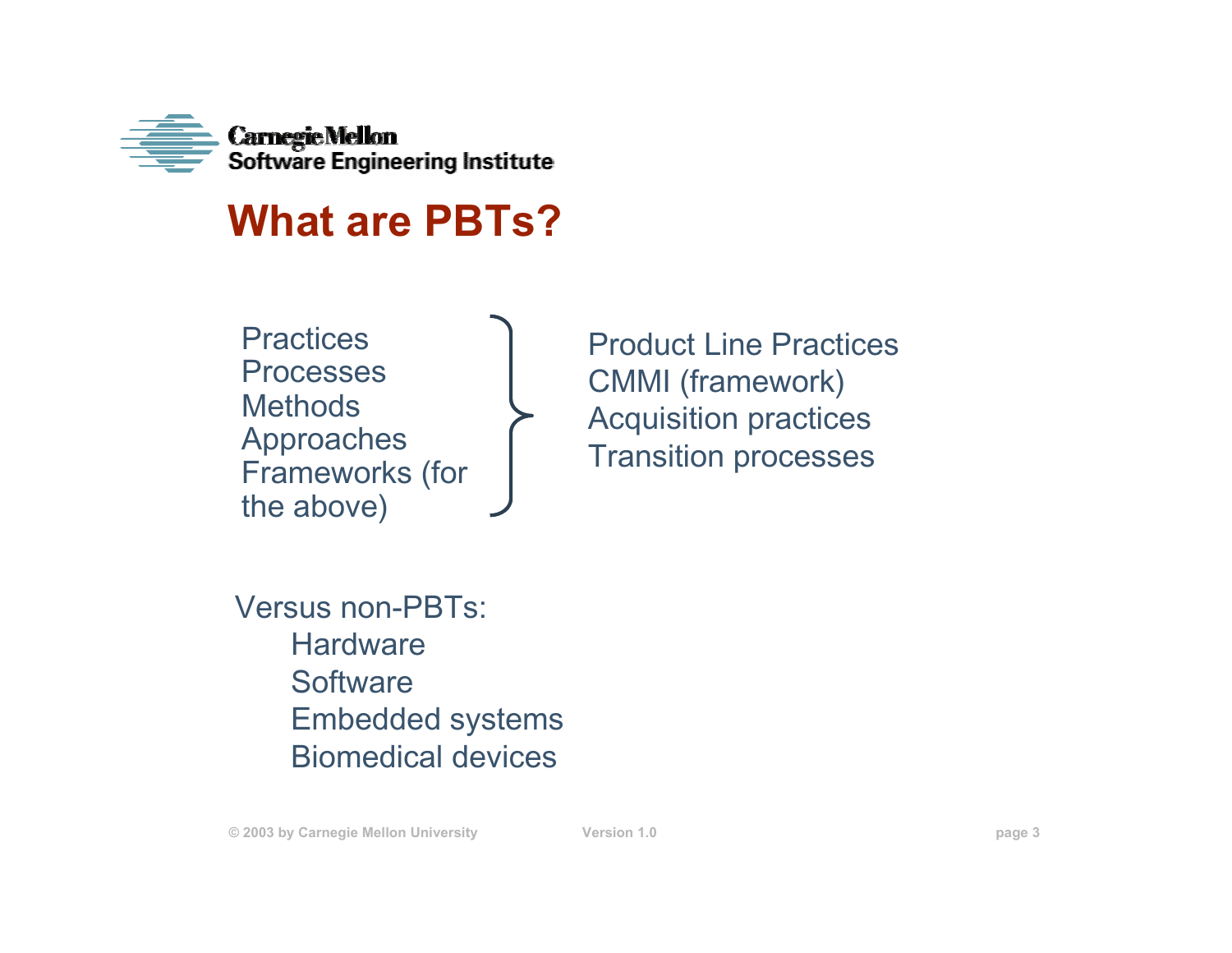# What are PBTs?

Practices
Processes
Methods
Approaches
Frameworks (for the above)

}

Product Line Practices
CMMI (framework)
Acquisition practices
Transition processes

Versus non-PBTs:

- Hardware
- Software
- Embedded systems
- Biomedical devices

© 2003 by Carnegie Mellon University Version 1.0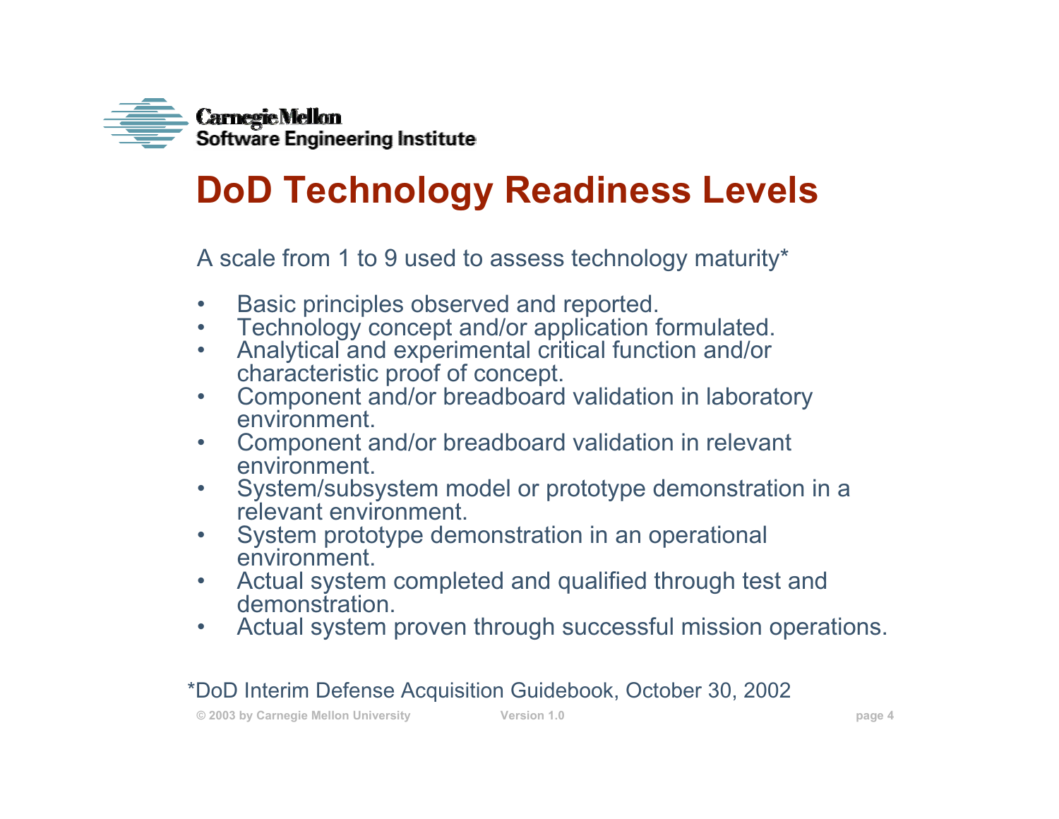# DoD Technology Readiness Levels

A scale from 1 to 9 used to assess technology maturity*

- Basic principles observed and reported.
- Technology concept and/or application formulated.
- Analytical and experimental critical function and/or characteristic proof of concept.
- Component and/or breadboard validation in laboratory environment.
- Component and/or breadboard validation in relevant environment.
- System/subsystem model or prototype demonstration in a relevant environment.
- System prototype demonstration in an operational environment.
- Actual system completed and qualified through test and demonstration.
- Actual system proven through successful mission operations.

*DoD Interim Defense Acquisition Guidebook, October 30, 2002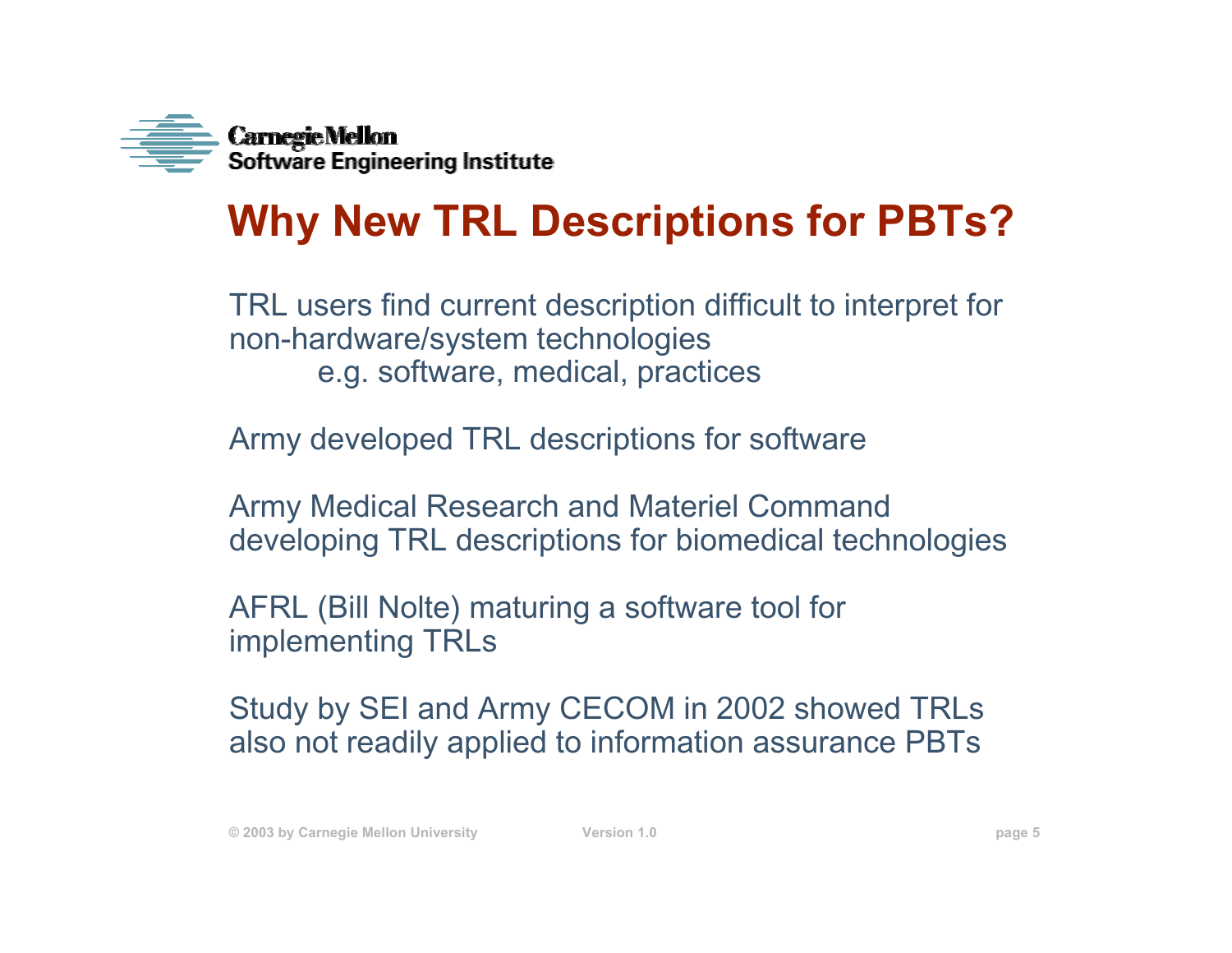# Why New TRL Descriptions for PBTs?

TRL users find current description difficult to interpret for non-hardware/system technologies

e.g. software, medical, practices

Army developed TRL descriptions for software

Army Medical Research and Materiel Command developing TRL descriptions for biomedical technologies

AFRL (Bill Nolte) maturing a software tool for implementing TRLs

Study by SEI and Army CECOM in 2002 showed TRLs also not readily applied to information assurance PBTs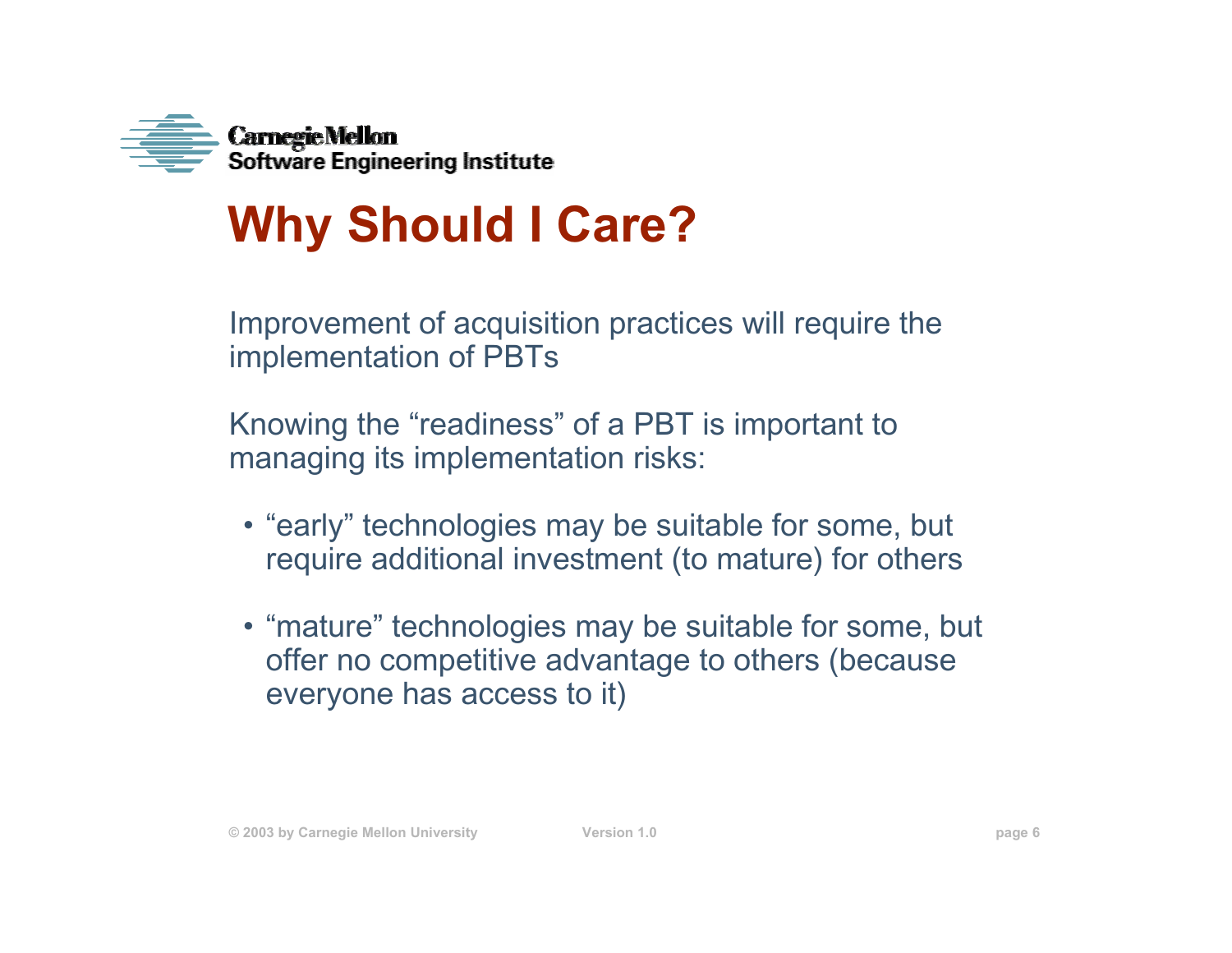# Why Should I Care?

Improvement of acquisition practices will require the implementation of PBTs

Knowing the “readiness” of a PBT is important to managing its implementation risks:

- “early” technologies may be suitable for some, but require additional investment (to mature) for others
- “mature” technologies may be suitable for some, but offer no competitive advantage to others (because everyone has access to it)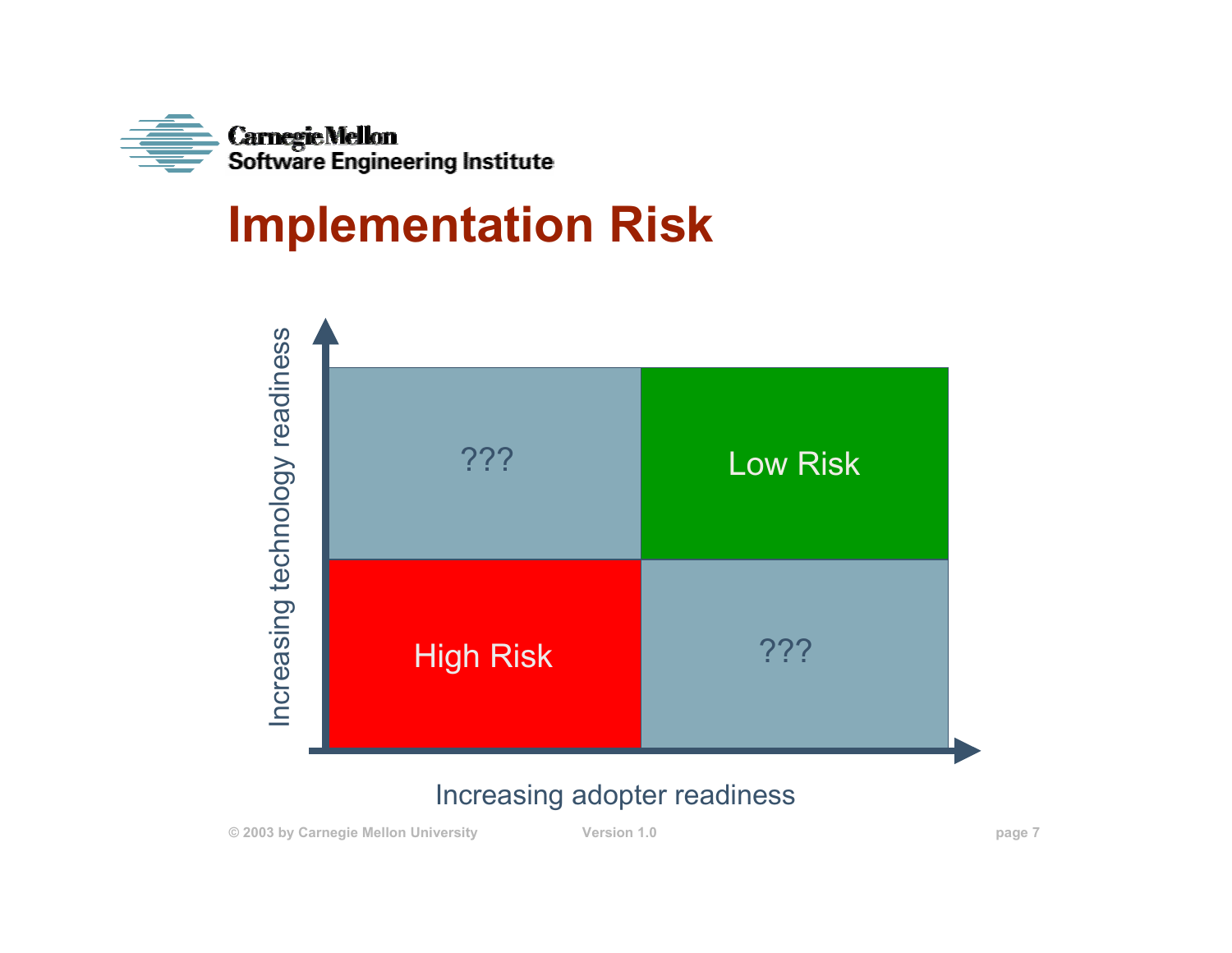# Implementation Risk

| | | |
|---|---|---|
| **Increasing technology readiness** ↑ | ??? | Low Risk |
| | High Risk | ??? |
| | Increasing adopter readiness → | |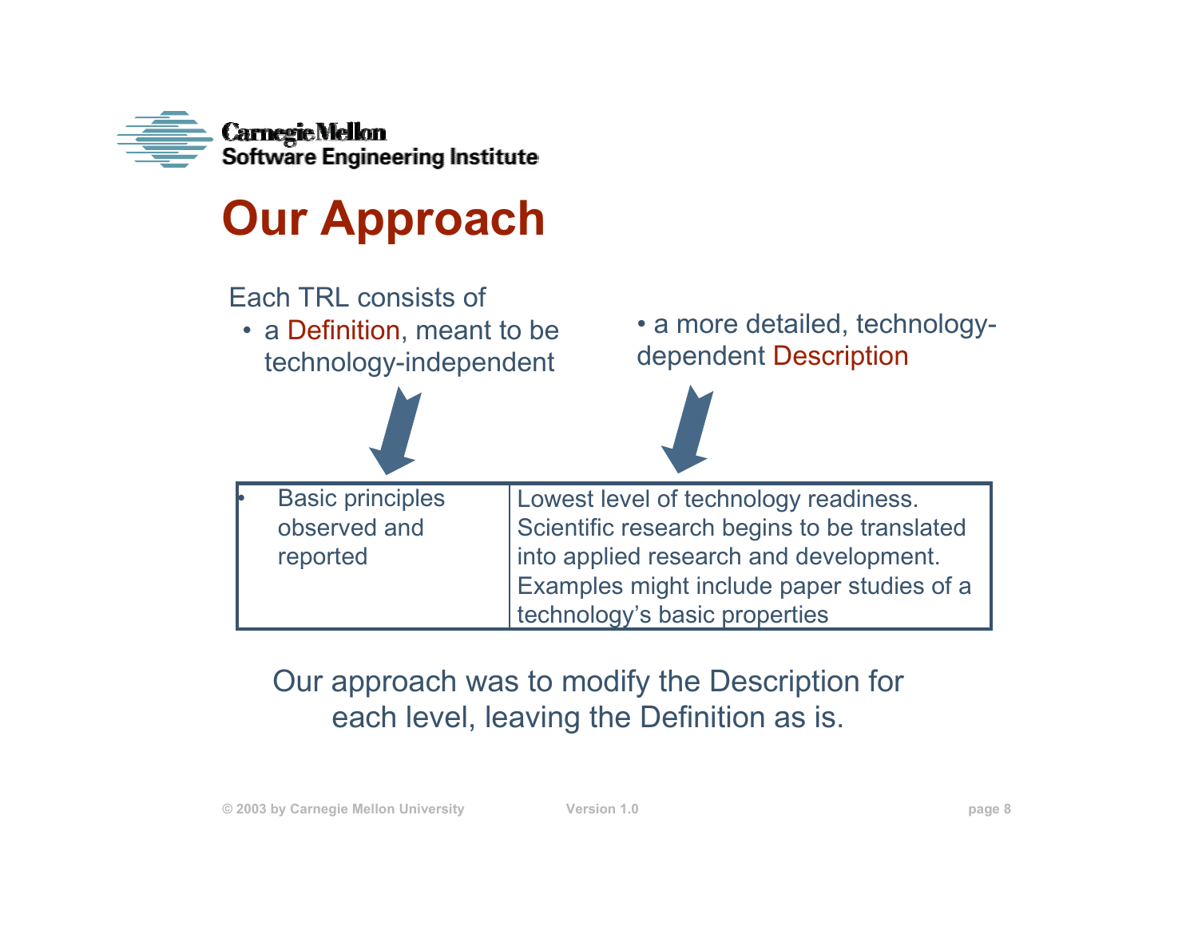# Our Approach

Each TRL consists of

- a Definition, meant to be technology-independent
- a more detailed, technology-dependent Description

| Definition | Description |
|---|---|
| • Basic principles observed and reported | Lowest level of technology readiness. Scientific research begins to be translated into applied research and development. Examples might include paper studies of a technology's basic properties |

Our approach was to modify the Description for each level, leaving the Definition as is.

© 2003 by Carnegie Mellon University Version 1.0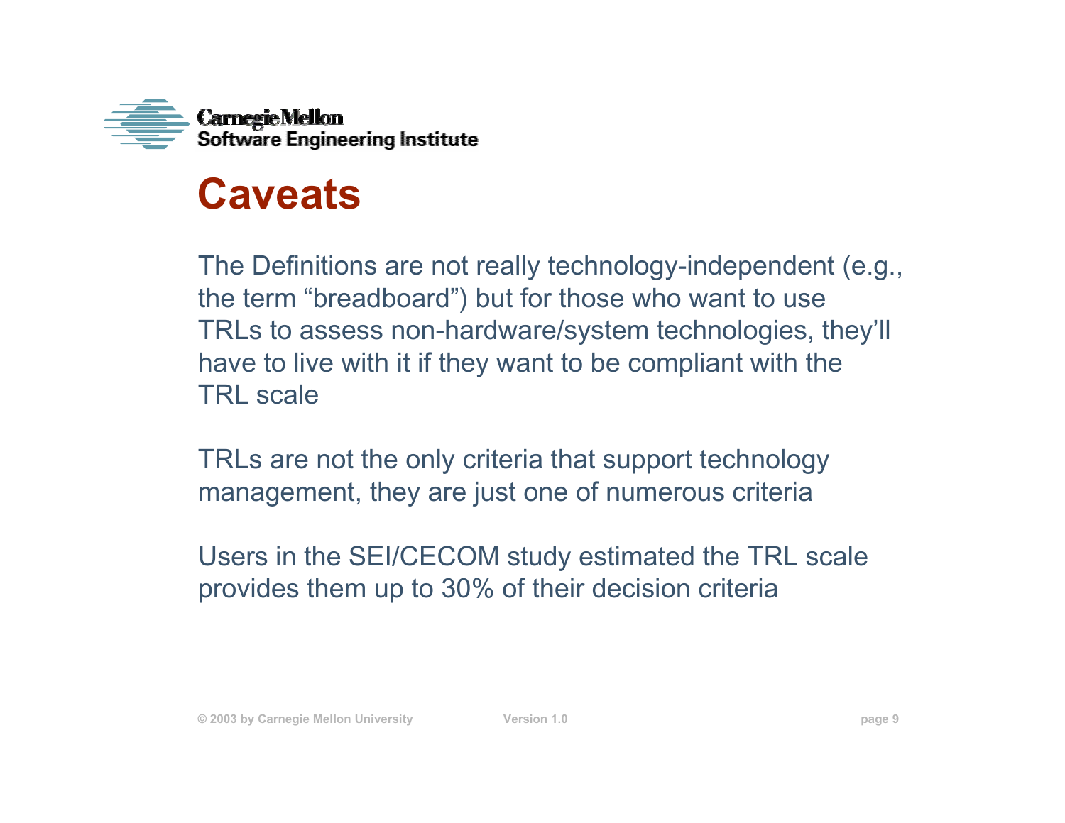# Caveats

The Definitions are not really technology-independent (e.g., the term "breadboard") but for those who want to use TRLs to assess non-hardware/system technologies, they'll have to live with it if they want to be compliant with the TRL scale

TRLs are not the only criteria that support technology management, they are just one of numerous criteria

Users in the SEI/CECOM study estimated the TRL scale provides them up to 30% of their decision criteria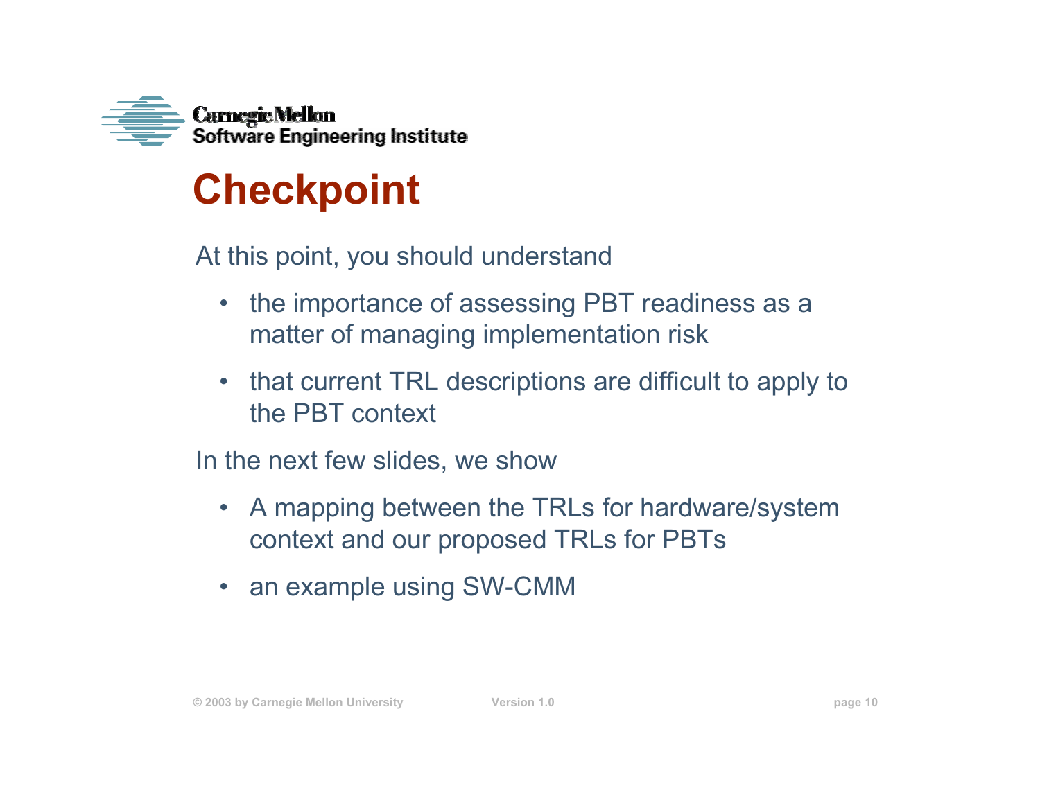# Checkpoint

At this point, you should understand

- the importance of assessing PBT readiness as a matter of managing implementation risk
- that current TRL descriptions are difficult to apply to the PBT context

In the next few slides, we show

- A mapping between the TRLs for hardware/system context and our proposed TRLs for PBTs
- an example using SW-CMM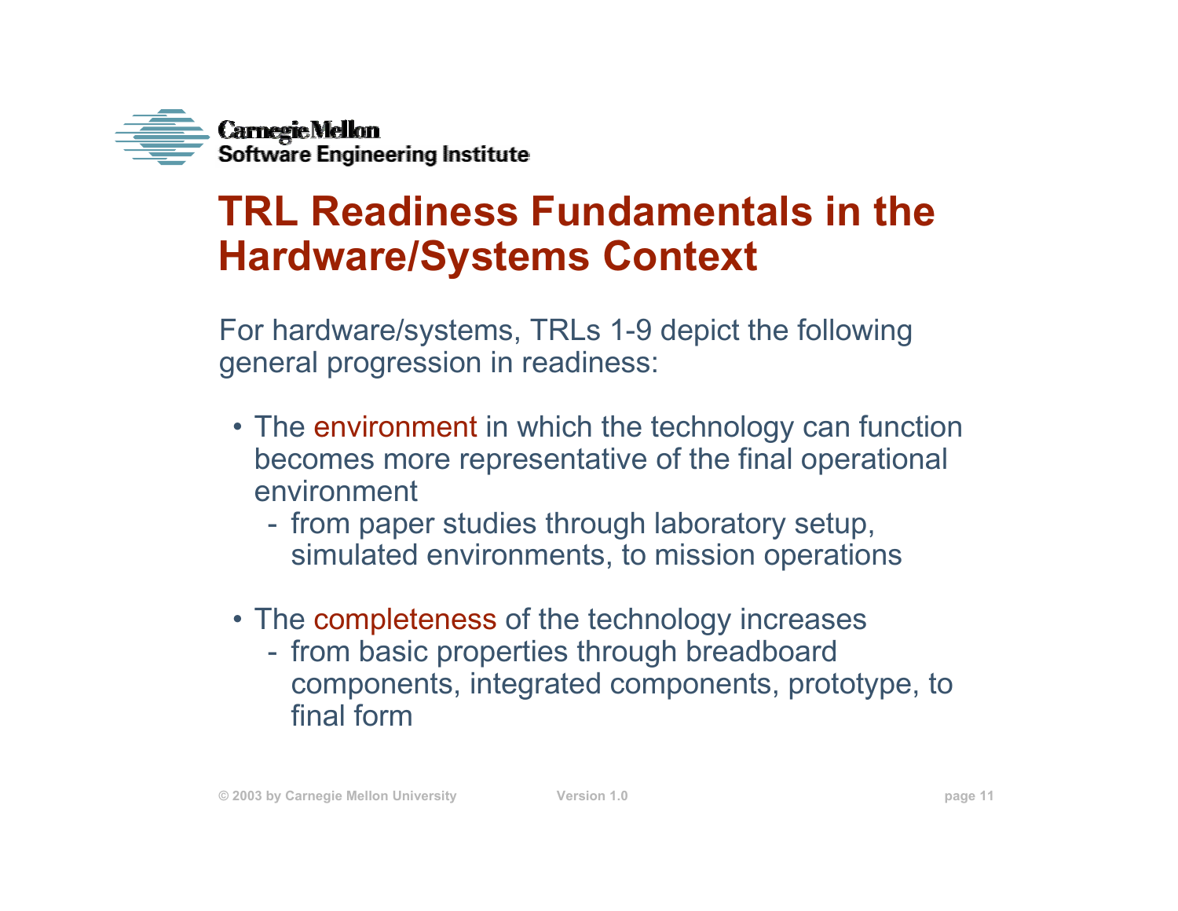# TRL Readiness Fundamentals in the Hardware/Systems Context

For hardware/systems, TRLs 1-9 depict the following general progression in readiness:

- The environment in which the technology can function becomes more representative of the final operational environment
  - from paper studies through laboratory setup, simulated environments, to mission operations

- The completeness of the technology increases
  - from basic properties through breadboard components, integrated components, prototype, to final form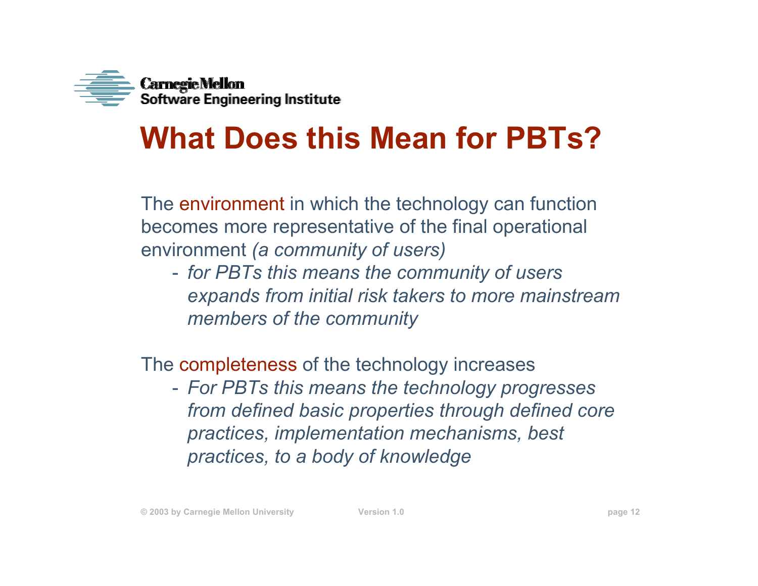# What Does this Mean for PBTs?

The environment in which the technology can function becomes more representative of the final operational environment *(a community of users)*

- *for PBTs this means the community of users expands from initial risk takers to more mainstream members of the community*

The completeness of the technology increases

- *For PBTs this means the technology progresses from defined basic properties through defined core practices, implementation mechanisms, best practices, to a body of knowledge*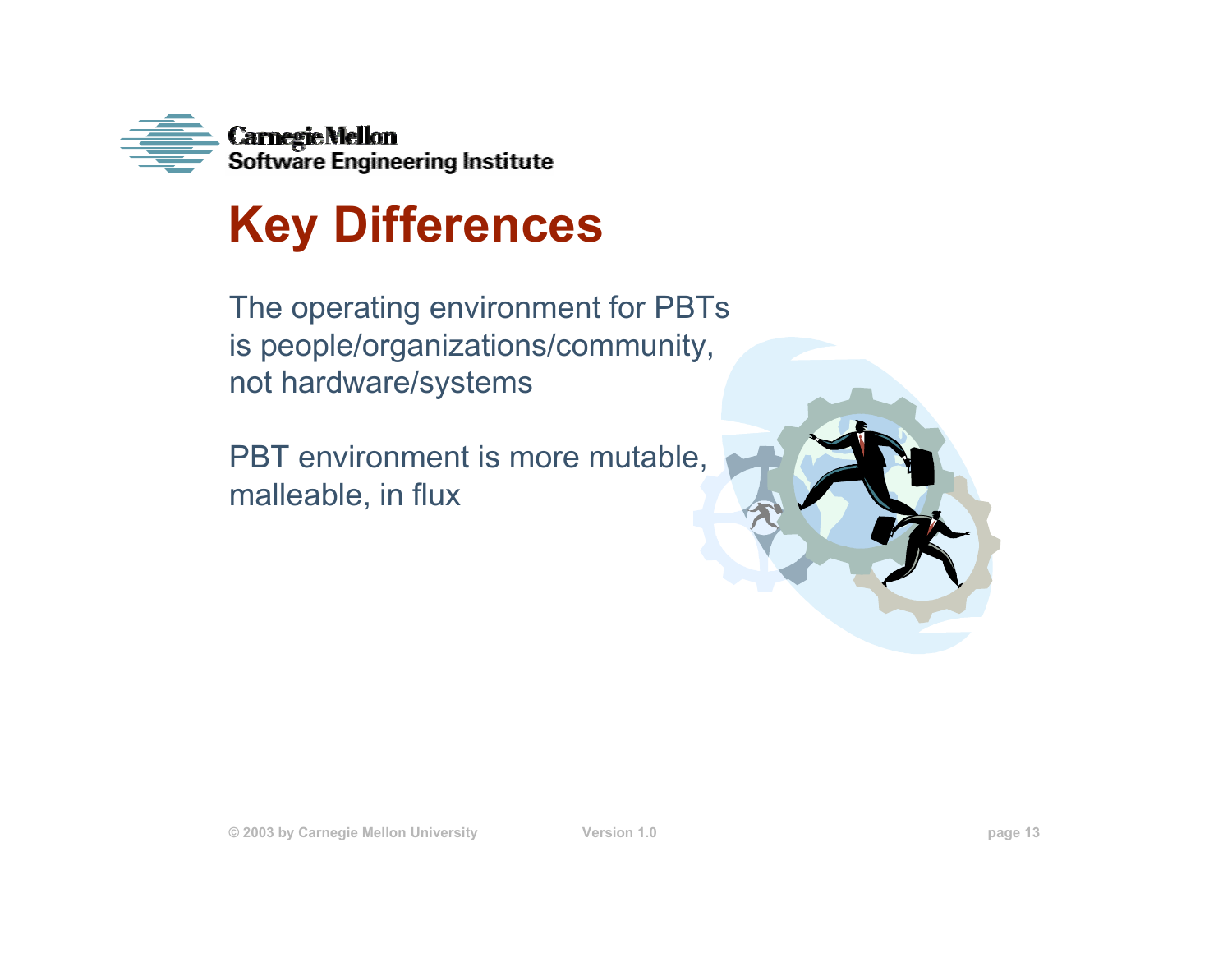# Key Differences

The operating environment for PBTs is people/organizations/community, not hardware/systems

PBT environment is more mutable, malleable, in flux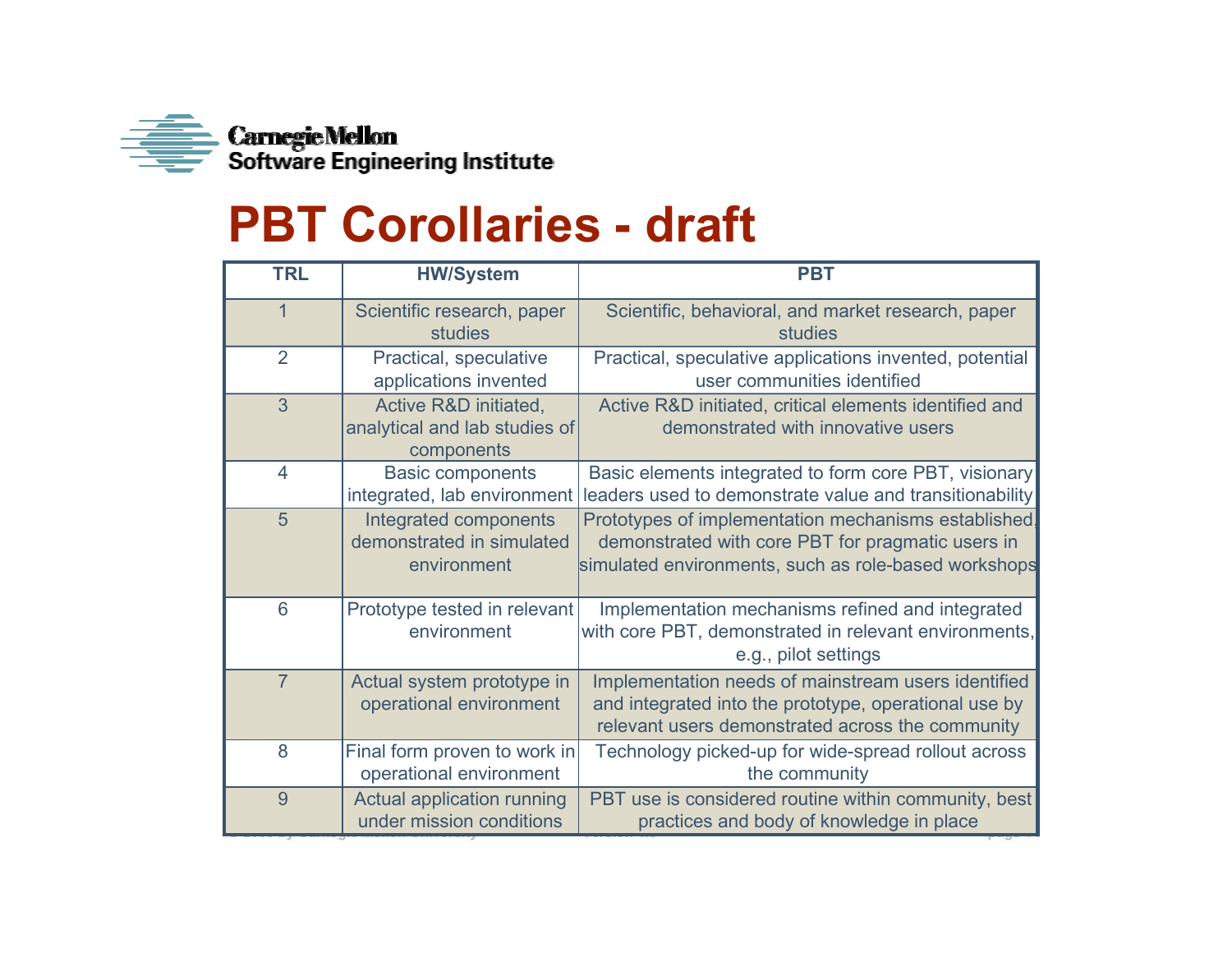# PBT Corollaries - draft

| TRL | HW/System | PBT |
|---|---|---|
| 1 | Scientific research, paper studies | Scientific, behavioral, and market research, paper studies |
| 2 | Practical, speculative applications invented | Practical, speculative applications invented, potential user communities identified |
| 3 | Active R&D initiated, analytical and lab studies of components | Active R&D initiated, critical elements identified and demonstrated with innovative users |
| 4 | Basic components integrated, lab environment | Basic elements integrated to form core PBT, visionary leaders used to demonstrate value and transitionability |
| 5 | Integrated components demonstrated in simulated environment | Prototypes of implementation mechanisms established, demonstrated with core PBT for pragmatic users in simulated environments, such as role-based workshops |
| 6 | Prototype tested in relevant environment | Implementation mechanisms refined and integrated with core PBT, demonstrated in relevant environments, e.g., pilot settings |
| 7 | Actual system prototype in operational environment | Implementation needs of mainstream users identified and integrated into the prototype, operational use by relevant users demonstrated across the community |
| 8 | Final form proven to work in operational environment | Technology picked-up for wide-spread rollout across the community |
| 9 | Actual application running under mission conditions | PBT use is considered routine within community, best practices and body of knowledge in place |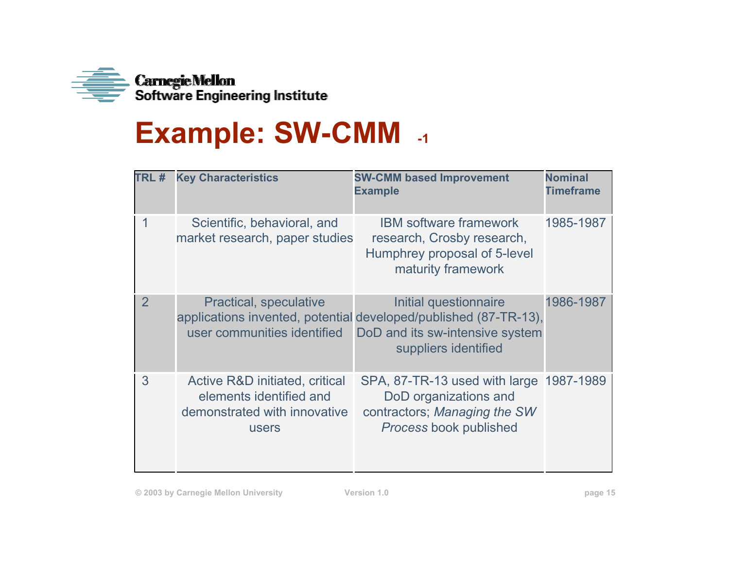# Example: SW-CMM -1

| TRL # | Key Characteristics | SW-CMM based Improvement Example | Nominal Timeframe |
|---|---|---|---|
| 1 | Scientific, behavioral, and market research, paper studies | IBM software framework research, Crosby research, Humphrey proposal of 5-level maturity framework | 1985-1987 |
| 2 | Practical, speculative applications invented, potential user communities identified | Initial questionnaire developed/published (87-TR-13), DoD and its sw-intensive system suppliers identified | 1986-1987 |
| 3 | Active R&D initiated, critical elements identified and demonstrated with innovative users | SPA, 87-TR-13 used with large DoD organizations and contractors; *Managing the SW Process* book published | 1987-1989 |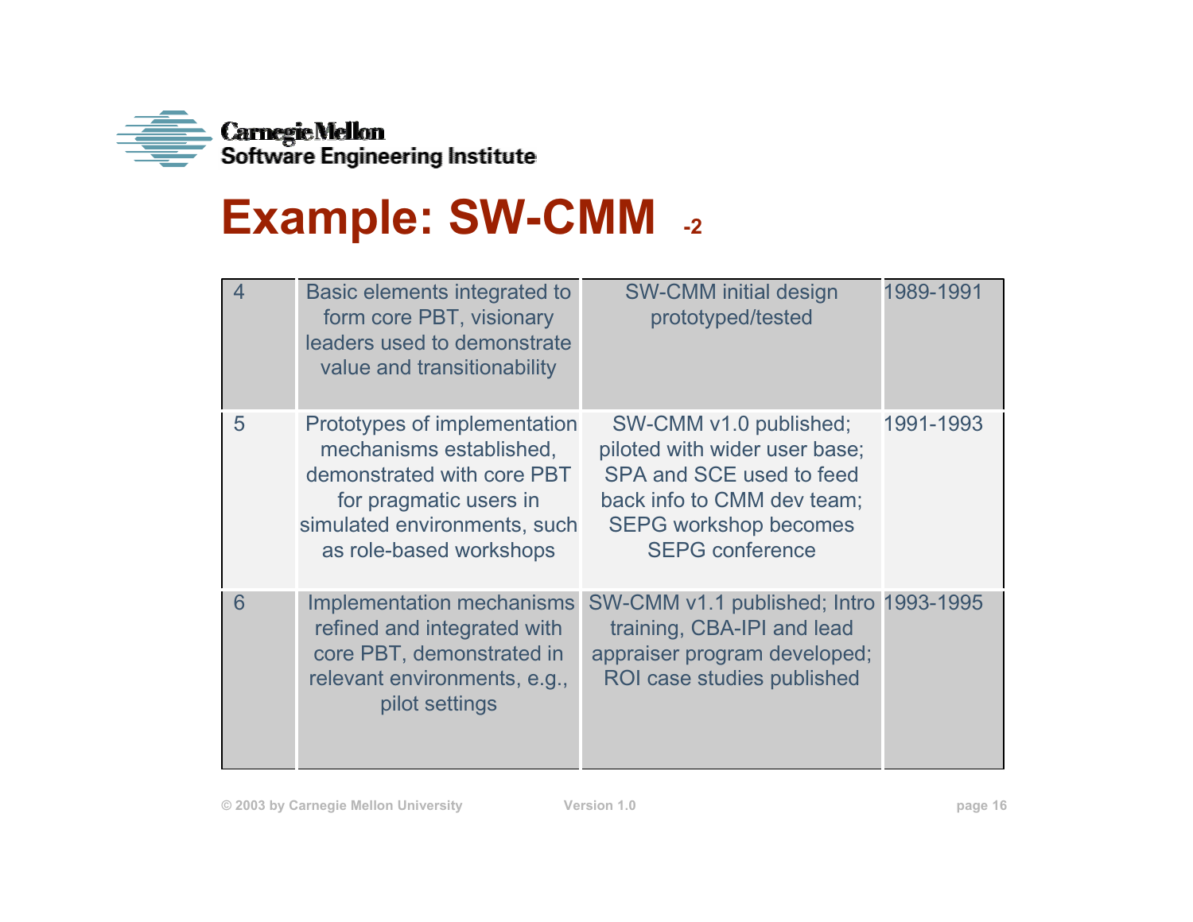# Example: SW-CMM -2

| | | | |
|---|---|---|---|
| 4 | Basic elements integrated to form core PBT, visionary leaders used to demonstrate value and transitionability | SW-CMM initial design prototyped/tested | 1989-1991 |
| 5 | Prototypes of implementation mechanisms established, demonstrated with core PBT for pragmatic users in simulated environments, such as role-based workshops | SW-CMM v1.0 published; piloted with wider user base; SPA and SCE used to feed back info to CMM dev team; SEPG workshop becomes SEPG conference | 1991-1993 |
| 6 | Implementation mechanisms refined and integrated with core PBT, demonstrated in relevant environments, e.g., pilot settings | SW-CMM v1.1 published; Intro training, CBA-IPI and lead appraiser program developed; ROI case studies published | 1993-1995 |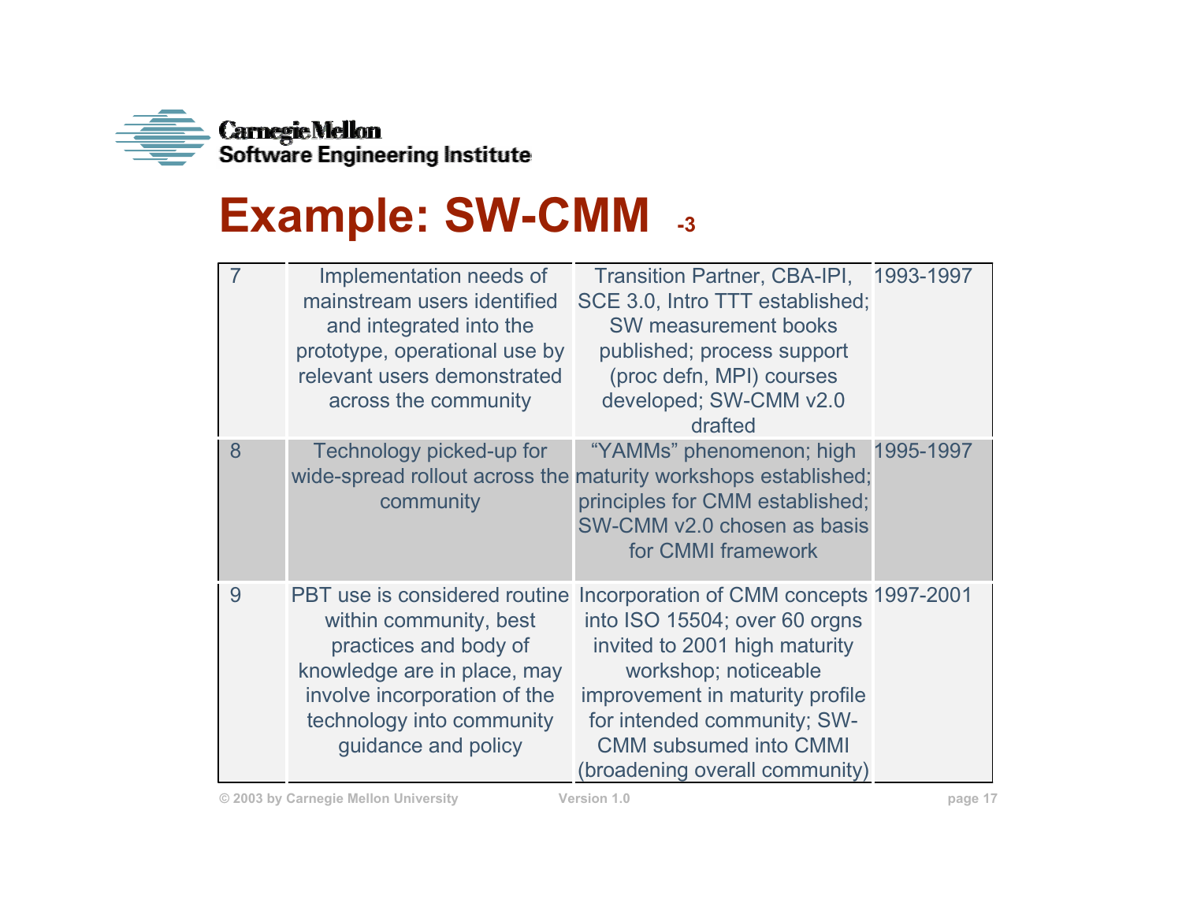# Example: SW-CMM -3

| | | | |
|---|---|---|---|
| 7 | Implementation needs of mainstream users identified and integrated into the prototype, operational use by relevant users demonstrated across the community | Transition Partner, CBA-IPI, SCE 3.0, Intro TTT established; SW measurement books published; process support (proc defn, MPI) courses developed; SW-CMM v2.0 drafted | 1993-1997 |
| 8 | Technology picked-up for wide-spread rollout across the community | "YAMMs" phenomenon; high maturity workshops established; principles for CMM established; SW-CMM v2.0 chosen as basis for CMMI framework | 1995-1997 |
| 9 | PBT use is considered routine within community, best practices and body of knowledge are in place, may involve incorporation of the technology into community guidance and policy | Incorporation of CMM concepts into ISO 15504; over 60 orgns invited to 2001 high maturity workshop; noticeable improvement in maturity profile for intended community; SW-CMM subsumed into CMMI (broadening overall community) | 1997-2001 |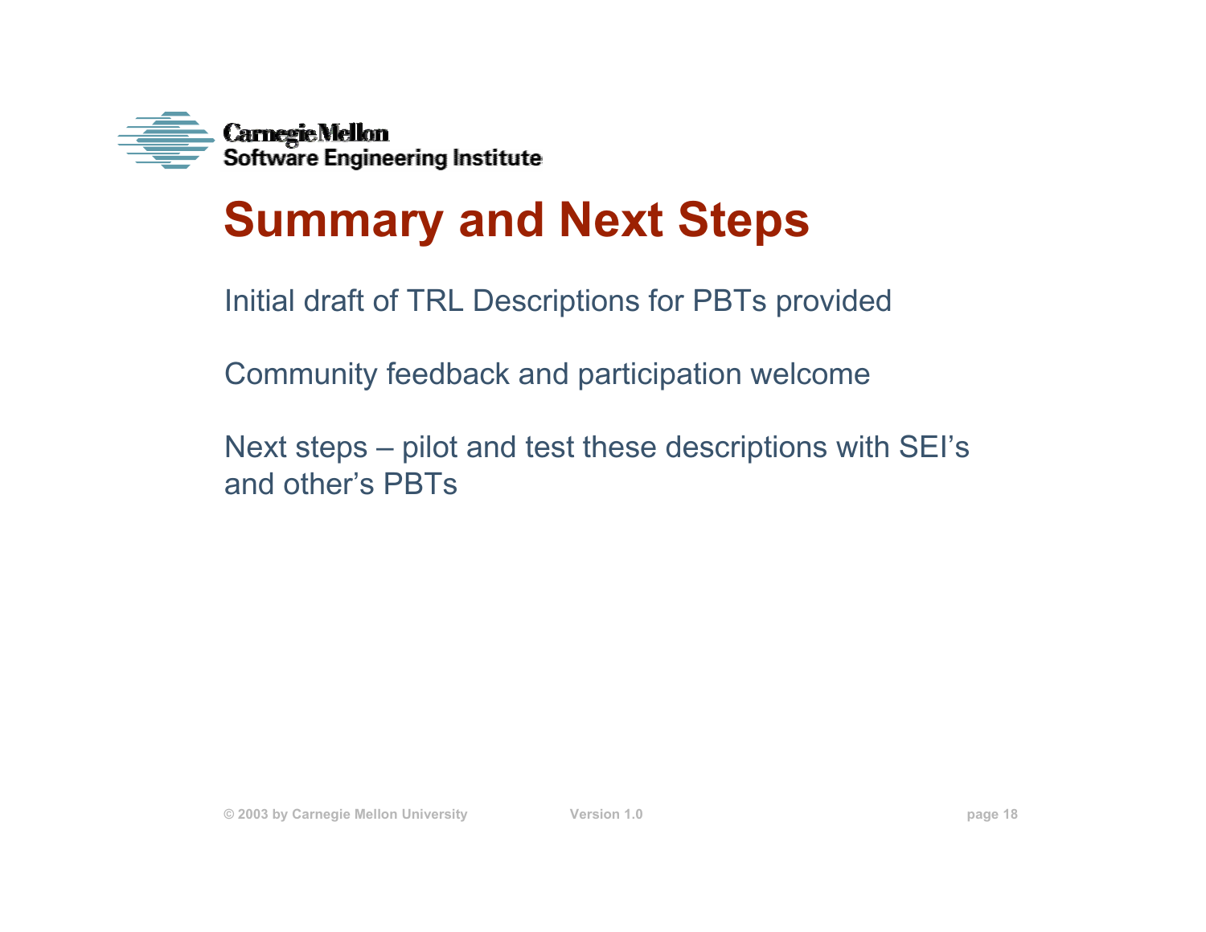# Summary and Next Steps

Initial draft of TRL Descriptions for PBTs provided

Community feedback and participation welcome

Next steps – pilot and test these descriptions with SEI's and other's PBTs